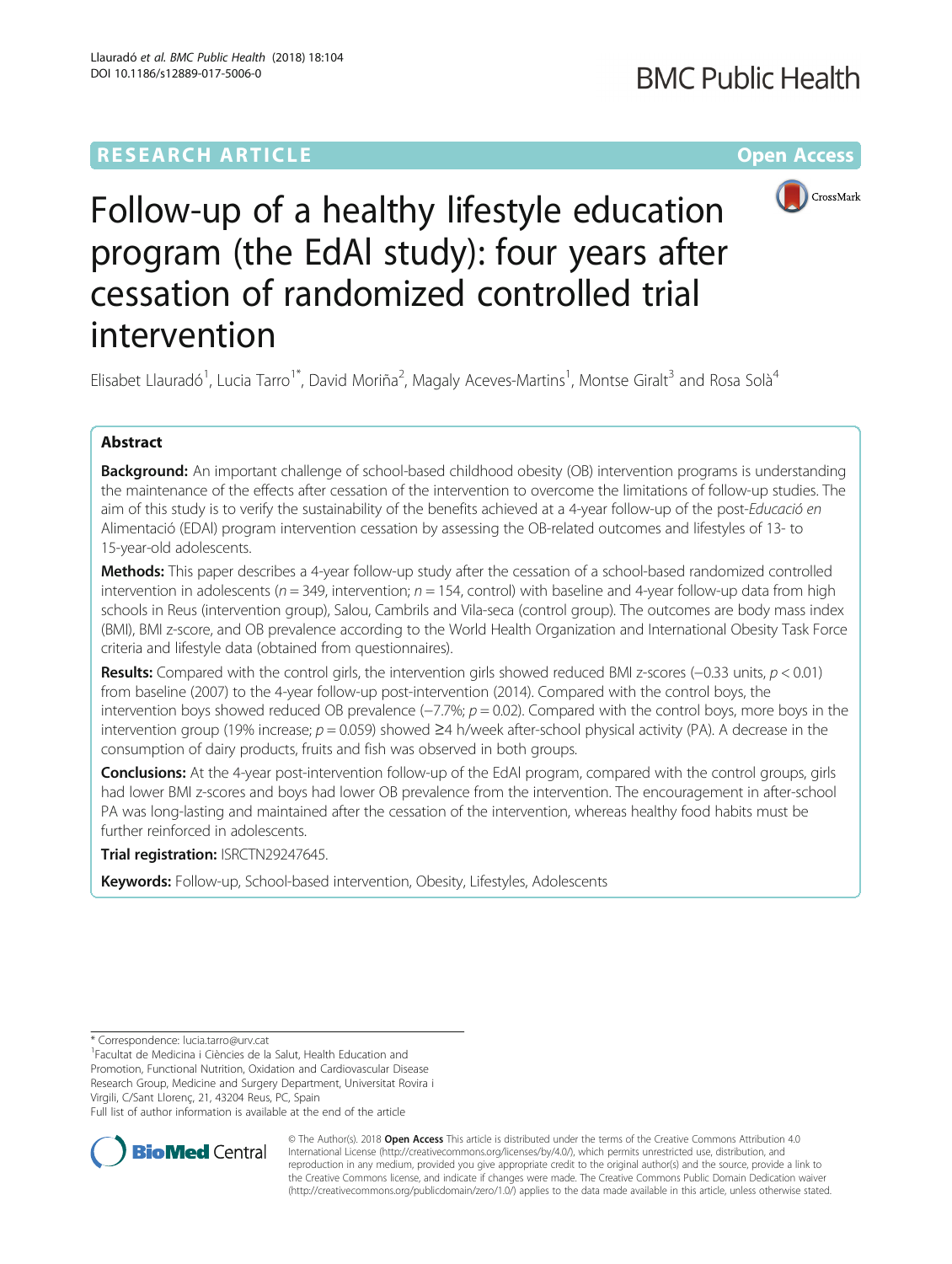RESEARCH ARTICLE Open Access

# Follow-up of a healthy lifestyle education program (the EdAl study): four years after cessation of randomized controlled trial intervention

Elisabet Llauradó[1], Lucia Tarro[1*], David Moriña[2], Magaly Aceves-Martins[1], Montse Giralt[3] and Rosa Solà[4]

## Abstract

**Background:** An important challenge of school-based childhood obesity (OB) intervention programs is understanding the maintenance of the effects after cessation of the intervention to overcome the limitations of follow-up studies. The aim of this study is to verify the sustainability of the benefits achieved at a 4-year follow-up of the post-*Educació en* Alimentació (EDAl) program intervention cessation by assessing the OB-related outcomes and lifestyles of 13- to 15-year-old adolescents.

**Methods:** This paper describes a 4-year follow-up study after the cessation of a school-based randomized controlled intervention in adolescents ($n = 349$, intervention; $n = 154$, control) with baseline and 4-year follow-up data from high schools in Reus (intervention group), Salou, Cambrils and Vila-seca (control group). The outcomes are body mass index (BMI), BMI z-score, and OB prevalence according to the World Health Organization and International Obesity Task Force criteria and lifestyle data (obtained from questionnaires).

**Results:** Compared with the control girls, the intervention girls showed reduced BMI z-scores (−0.33 units, $p < 0.01$) from baseline (2007) to the 4-year follow-up post-intervention (2014). Compared with the control boys, the intervention boys showed reduced OB prevalence (−7.7%; $p = 0.02$). Compared with the control boys, more boys in the intervention group (19% increase; $p = 0.059$) showed ≥4 h/week after-school physical activity (PA). A decrease in the consumption of dairy products, fruits and fish was observed in both groups.

**Conclusions:** At the 4-year post-intervention follow-up of the EdAl program, compared with the control groups, girls had lower BMI z-scores and boys had lower OB prevalence from the intervention. The encouragement in after-school PA was long-lasting and maintained after the cessation of the intervention, whereas healthy food habits must be further reinforced in adolescents.

**Trial registration:** ISRCTN29247645.

**Keywords:** Follow-up, School-based intervention, Obesity, Lifestyles, Adolescents

---

\* Correspondence: lucia.tarro@urv.cat

[1]Facultat de Medicina i Ciències de la Salut, Health Education and Promotion, Functional Nutrition, Oxidation and Cardiovascular Disease Research Group, Medicine and Surgery Department, Universitat Rovira i Virgili, C/Sant Llorenç, 21, 43204 Reus, PC, Spain

Full list of author information is available at the end of the article

© The Author(s). 2018 **Open Access** This article is distributed under the terms of the Creative Commons Attribution 4.0 International License (http://creativecommons.org/licenses/by/4.0/), which permits unrestricted use, distribution, and reproduction in any medium, provided you give appropriate credit to the original author(s) and the source, provide a link to the Creative Commons license, and indicate if changes were made. The Creative Commons Public Domain Dedication waiver (http://creativecommons.org/publicdomain/zero/1.0/) applies to the data made available in this article, unless otherwise stated.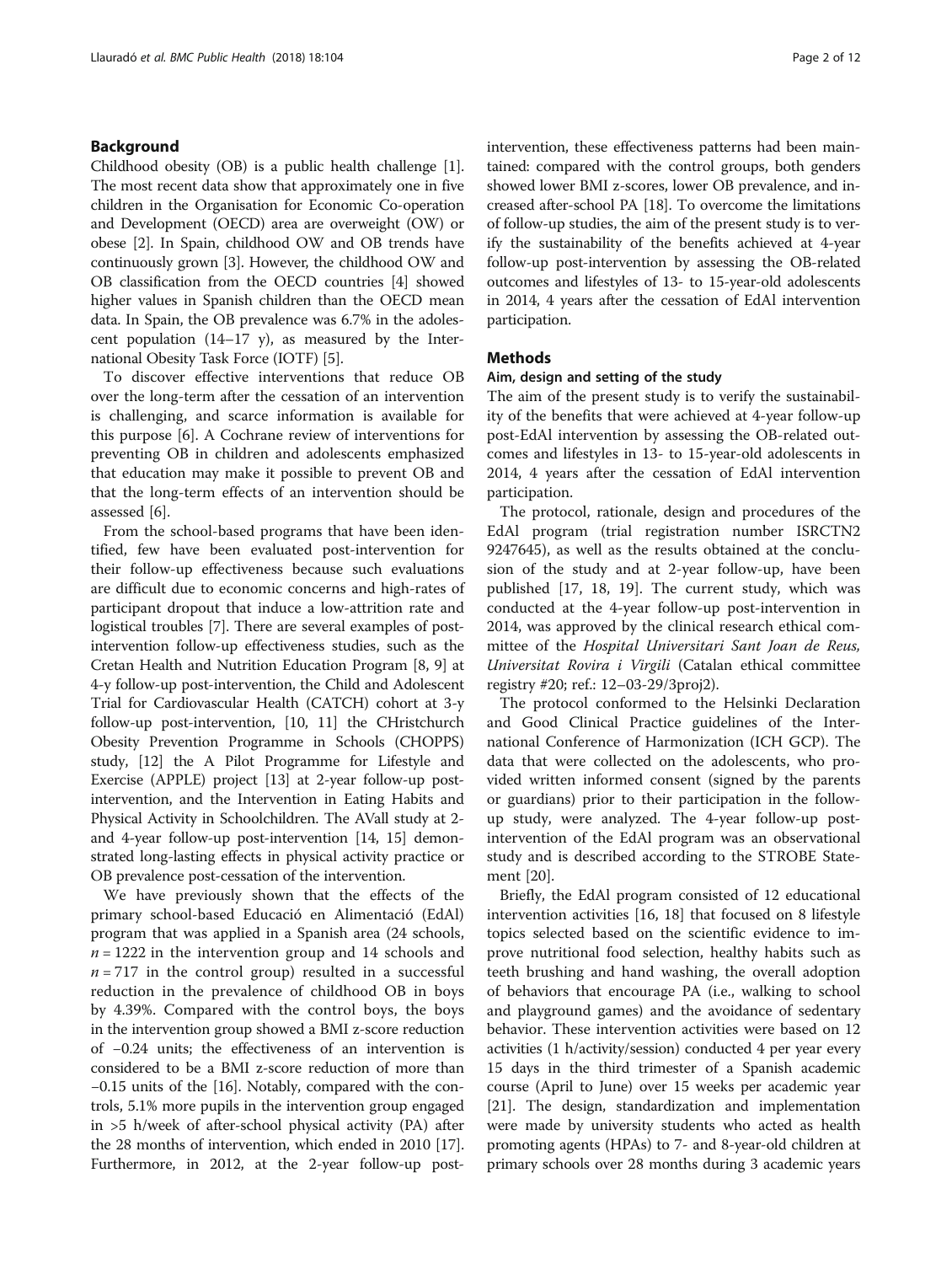## Background

Childhood obesity (OB) is a public health challenge [1]. The most recent data show that approximately one in five children in the Organisation for Economic Co-operation and Development (OECD) area are overweight (OW) or obese [2]. In Spain, childhood OW and OB trends have continuously grown [3]. However, the childhood OW and OB classification from the OECD countries [4] showed higher values in Spanish children than the OECD mean data. In Spain, the OB prevalence was 6.7% in the adolescent population (14–17 y), as measured by the International Obesity Task Force (IOTF) [5].

To discover effective interventions that reduce OB over the long-term after the cessation of an intervention is challenging, and scarce information is available for this purpose [6]. A Cochrane review of interventions for preventing OB in children and adolescents emphasized that education may make it possible to prevent OB and that the long-term effects of an intervention should be assessed [6].

From the school-based programs that have been identified, few have been evaluated post-intervention for their follow-up effectiveness because such evaluations are difficult due to economic concerns and high-rates of participant dropout that induce a low-attrition rate and logistical troubles [7]. There are several examples of post-intervention follow-up effectiveness studies, such as the Cretan Health and Nutrition Education Program [8, 9] at 4-y follow-up post-intervention, the Child and Adolescent Trial for Cardiovascular Health (CATCH) cohort at 3-y follow-up post-intervention, [10, 11] the CHristchurch Obesity Prevention Programme in Schools (CHOPPS) study, [12] the A Pilot Programme for Lifestyle and Exercise (APPLE) project [13] at 2-year follow-up post-intervention, and the Intervention in Eating Habits and Physical Activity in Schoolchildren. The AVall study at 2- and 4-year follow-up post-intervention [14, 15] demonstrated long-lasting effects in physical activity practice or OB prevalence post-cessation of the intervention.

We have previously shown that the effects of the primary school-based Educació en Alimentació (EdAl) program that was applied in a Spanish area (24 schools, $n = 1222$ in the intervention group and 14 schools and $n = 717$ in the control group) resulted in a successful reduction in the prevalence of childhood OB in boys by 4.39%. Compared with the control boys, the boys in the intervention group showed a BMI z-score reduction of −0.24 units; the effectiveness of an intervention is considered to be a BMI z-score reduction of more than −0.15 units of the [16]. Notably, compared with the controls, 5.1% more pupils in the intervention group engaged in >5 h/week of after-school physical activity (PA) after the 28 months of intervention, which ended in 2010 [17]. Furthermore, in 2012, at the 2-year follow-up post-intervention, these effectiveness patterns had been maintained: compared with the control groups, both genders showed lower BMI z-scores, lower OB prevalence, and increased after-school PA [18]. To overcome the limitations of follow-up studies, the aim of the present study is to verify the sustainability of the benefits achieved at 4-year follow-up post-intervention by assessing the OB-related outcomes and lifestyles of 13- to 15-year-old adolescents in 2014, 4 years after the cessation of EdAl intervention participation.

## Methods

### Aim, design and setting of the study

The aim of the present study is to verify the sustainability of the benefits that were achieved at 4-year follow-up post-EdAl intervention by assessing the OB-related outcomes and lifestyles in 13- to 15-year-old adolescents in 2014, 4 years after the cessation of EdAl intervention participation.

The protocol, rationale, design and procedures of the EdAl program (trial registration number ISRCTN29247645), as well as the results obtained at the conclusion of the study and at 2-year follow-up, have been published [17, 18, 19]. The current study, which was conducted at the 4-year follow-up post-intervention in 2014, was approved by the clinical research ethical committee of the *Hospital Universitari Sant Joan de Reus, Universitat Rovira i Virgili* (Catalan ethical committee registry #20; ref.: 12–03-29/3proj2).

The protocol conformed to the Helsinki Declaration and Good Clinical Practice guidelines of the International Conference of Harmonization (ICH GCP). The data that were collected on the adolescents, who provided written informed consent (signed by the parents or guardians) prior to their participation in the follow-up study, were analyzed. The 4-year follow-up post-intervention of the EdAl program was an observational study and is described according to the STROBE Statement [20].

Briefly, the EdAl program consisted of 12 educational intervention activities [16, 18] that focused on 8 lifestyle topics selected based on the scientific evidence to improve nutritional food selection, healthy habits such as teeth brushing and hand washing, the overall adoption of behaviors that encourage PA (i.e., walking to school and playground games) and the avoidance of sedentary behavior. These intervention activities were based on 12 activities (1 h/activity/session) conducted 4 per year every 15 days in the third trimester of a Spanish academic course (April to June) over 15 weeks per academic year [21]. The design, standardization and implementation were made by university students who acted as health promoting agents (HPAs) to 7- and 8-year-old children at primary schools over 28 months during 3 academic years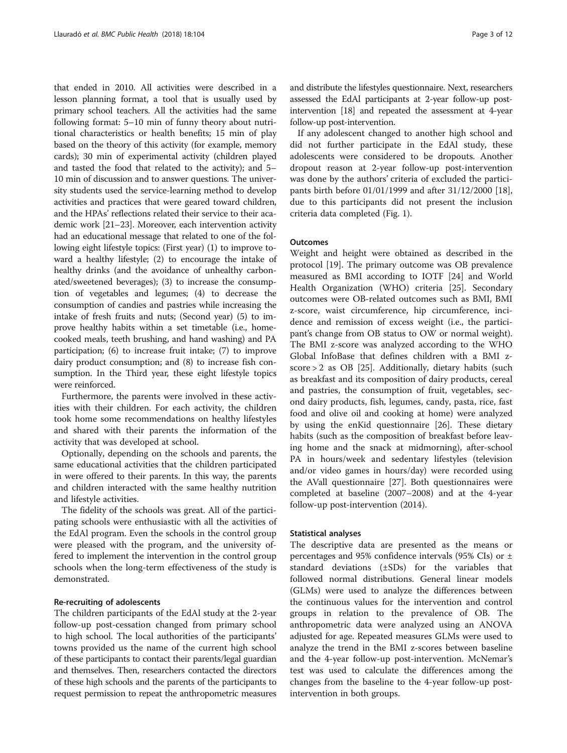that ended in 2010. All activities were described in a lesson planning format, a tool that is usually used by primary school teachers. All the activities had the same following format: 5–10 min of funny theory about nutritional characteristics or health benefits; 15 min of play based on the theory of this activity (for example, memory cards); 30 min of experimental activity (children played and tasted the food that related to the activity); and 5–10 min of discussion and to answer questions. The university students used the service-learning method to develop activities and practices that were geared toward children, and the HPAs' reflections related their service to their academic work [21–23]. Moreover, each intervention activity had an educational message that related to one of the following eight lifestyle topics: (First year) (1) to improve toward a healthy lifestyle; (2) to encourage the intake of healthy drinks (and the avoidance of unhealthy carbonated/sweetened beverages); (3) to increase the consumption of vegetables and legumes; (4) to decrease the consumption of candies and pastries while increasing the intake of fresh fruits and nuts; (Second year) (5) to improve healthy habits within a set timetable (i.e., home-cooked meals, teeth brushing, and hand washing) and PA participation; (6) to increase fruit intake; (7) to improve dairy product consumption; and (8) to increase fish consumption. In the Third year, these eight lifestyle topics were reinforced.

Furthermore, the parents were involved in these activities with their children. For each activity, the children took home some recommendations on healthy lifestyles and shared with their parents the information of the activity that was developed at school.

Optionally, depending on the schools and parents, the same educational activities that the children participated in were offered to their parents. In this way, the parents and children interacted with the same healthy nutrition and lifestyle activities.

The fidelity of the schools was great. All of the participating schools were enthusiastic with all the activities of the EdAl program. Even the schools in the control group were pleased with the program, and the university offered to implement the intervention in the control group schools when the long-term effectiveness of the study is demonstrated.

#### Re-recruiting of adolescents

The children participants of the EdAl study at the 2-year follow-up post-cessation changed from primary school to high school. The local authorities of the participants' towns provided us the name of the current high school of these participants to contact their parents/legal guardian and themselves. Then, researchers contacted the directors of these high schools and the parents of the participants to request permission to repeat the anthropometric measures and distribute the lifestyles questionnaire. Next, researchers assessed the EdAl participants at 2-year follow-up post-intervention [18] and repeated the assessment at 4-year follow-up post-intervention.

If any adolescent changed to another high school and did not further participate in the EdAl study, these adolescents were considered to be dropouts. Another dropout reason at 2-year follow-up post-intervention was done by the authors' criteria of excluded the participants birth before 01/01/1999 and after 31/12/2000 [18], due to this participants did not present the inclusion criteria data completed (Fig. 1).

#### Outcomes

Weight and height were obtained as described in the protocol [19]. The primary outcome was OB prevalence measured as BMI according to IOTF [24] and World Health Organization (WHO) criteria [25]. Secondary outcomes were OB-related outcomes such as BMI, BMI z-score, waist circumference, hip circumference, incidence and remission of excess weight (i.e., the participant's change from OB status to OW or normal weight). The BMI z-score was analyzed according to the WHO Global InfoBase that defines children with a BMI z-score > 2 as OB [25]. Additionally, dietary habits (such as breakfast and its composition of dairy products, cereal and pastries, the consumption of fruit, vegetables, second dairy products, fish, legumes, candy, pasta, rice, fast food and olive oil and cooking at home) were analyzed by using the enKid questionnaire [26]. These dietary habits (such as the composition of breakfast before leaving home and the snack at midmorning), after-school PA in hours/week and sedentary lifestyles (television and/or video games in hours/day) were recorded using the AVall questionnaire [27]. Both questionnaires were completed at baseline (2007–2008) and at the 4-year follow-up post-intervention (2014).

#### Statistical analyses

The descriptive data are presented as the means or percentages and 95% confidence intervals (95% CIs) or ± standard deviations (±SDs) for the variables that followed normal distributions. General linear models (GLMs) were used to analyze the differences between the continuous values for the intervention and control groups in relation to the prevalence of OB. The anthropometric data were analyzed using an ANOVA adjusted for age. Repeated measures GLMs were used to analyze the trend in the BMI z-scores between baseline and the 4-year follow-up post-intervention. McNemar's test was used to calculate the differences among the changes from the baseline to the 4-year follow-up post-intervention in both groups.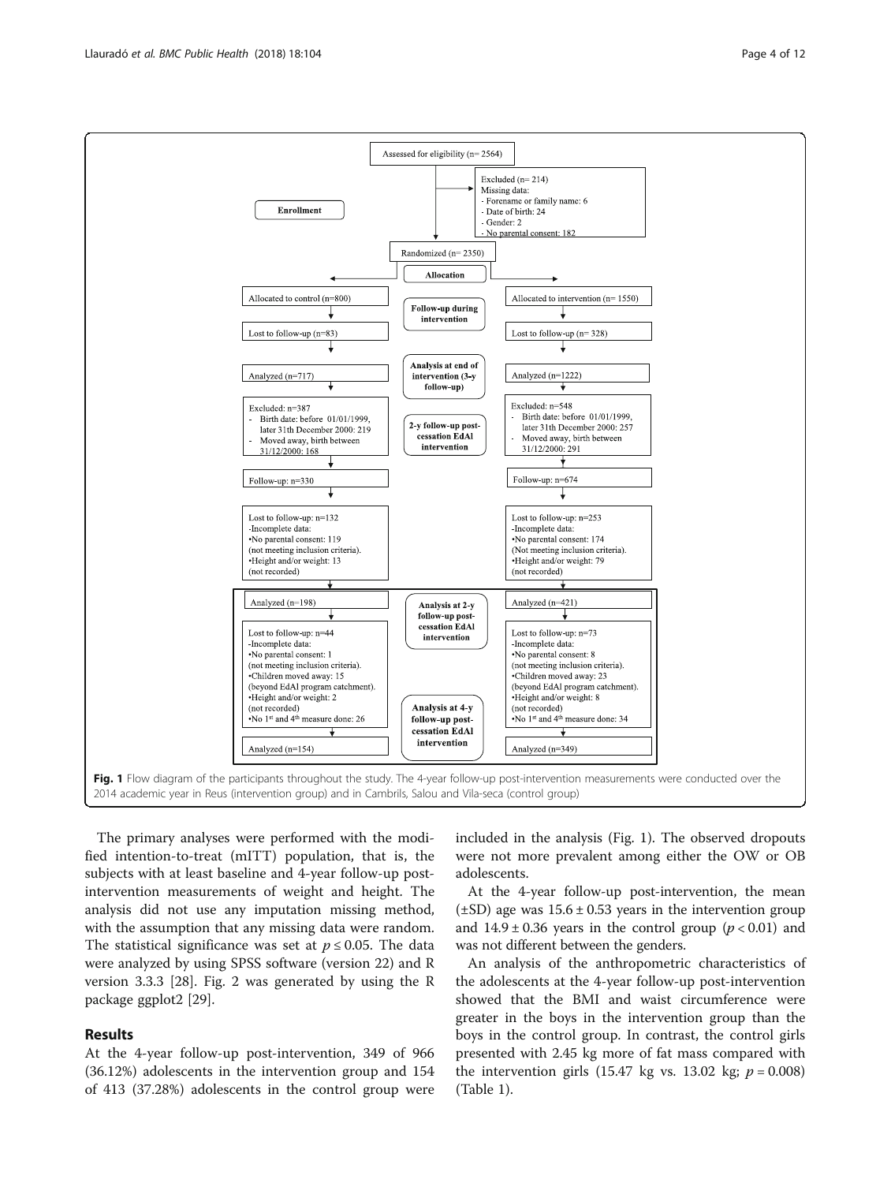Fig. 1 Flow diagram of the participants throughout the study. The 4-year follow-up post-intervention measurements were conducted over the 2014 academic year in Reus (intervention group) and in Cambrils, Salou and Vila-seca (control group)

The primary analyses were performed with the modified intention-to-treat (mITT) population, that is, the subjects with at least baseline and 4-year follow-up post-intervention measurements of weight and height. The analysis did not use any imputation missing method, with the assumption that any missing data were random. The statistical significance was set at $p \leq 0.05$. The data were analyzed by using SPSS software (version 22) and R version 3.3.3 [28]. Fig. 2 was generated by using the R package ggplot2 [29].

## Results

At the 4-year follow-up post-intervention, 349 of 966 (36.12%) adolescents in the intervention group and 154 of 413 (37.28%) adolescents in the control group were included in the analysis (Fig. 1). The observed dropouts were not more prevalent among either the OW or OB adolescents.

At the 4-year follow-up post-intervention, the mean (±SD) age was 15.6 ± 0.53 years in the intervention group and 14.9 ± 0.36 years in the control group ($p < 0.01$) and was not different between the genders.

An analysis of the anthropometric characteristics of the adolescents at the 4-year follow-up post-intervention showed that the BMI and waist circumference were greater in the boys in the intervention group than the boys in the control group. In contrast, the control girls presented with 2.45 kg more of fat mass compared with the intervention girls (15.47 kg vs. 13.02 kg; $p = 0.008$) (Table 1).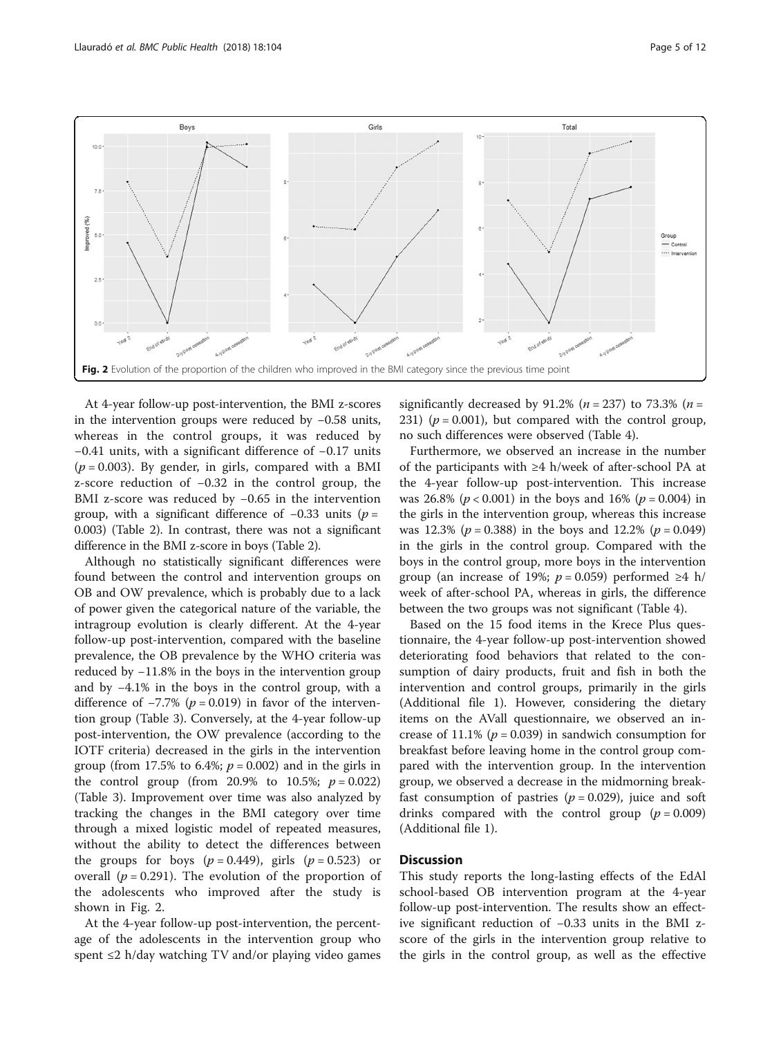Fig. 2 Evolution of the proportion of the children who improved in the BMI category since the previous time point

At 4-year follow-up post-intervention, the BMI z-scores in the intervention groups were reduced by −0.58 units, whereas in the control groups, it was reduced by −0.41 units, with a significant difference of −0.17 units ($p = 0.003$). By gender, in girls, compared with a BMI z-score reduction of −0.32 in the control group, the BMI z-score was reduced by −0.65 in the intervention group, with a significant difference of −0.33 units ($p = 0.003$) (Table 2). In contrast, there was not a significant difference in the BMI z-score in boys (Table 2).

Although no statistically significant differences were found between the control and intervention groups on OB and OW prevalence, which is probably due to a lack of power given the categorical nature of the variable, the intragroup evolution is clearly different. At the 4-year follow-up post-intervention, compared with the baseline prevalence, the OB prevalence by the WHO criteria was reduced by −11.8% in the boys in the intervention group and by −4.1% in the boys in the control group, with a difference of −7.7% ($p = 0.019$) in favor of the intervention group (Table 3). Conversely, at the 4-year follow-up post-intervention, the OW prevalence (according to the IOTF criteria) decreased in the girls in the intervention group (from 17.5% to 6.4%; $p = 0.002$) and in the girls in the control group (from 20.9% to 10.5%; $p = 0.022$) (Table 3). Improvement over time was also analyzed by tracking the changes in the BMI category over time through a mixed logistic model of repeated measures, without the ability to detect the differences between the groups for boys ($p = 0.449$), girls ($p = 0.523$) or overall ($p = 0.291$). The evolution of the proportion of the adolescents who improved after the study is shown in Fig. 2.

At the 4-year follow-up post-intervention, the percentage of the adolescents in the intervention group who spent ≤2 h/day watching TV and/or playing video games significantly decreased by 91.2% ($n = 237$) to 73.3% ($n = 231$) ($p = 0.001$), but compared with the control group, no such differences were observed (Table 4).

Furthermore, we observed an increase in the number of the participants with ≥4 h/week of after-school PA at the 4-year follow-up post-intervention. This increase was 26.8% ($p < 0.001$) in the boys and 16% ($p = 0.004$) in the girls in the intervention group, whereas this increase was 12.3% ($p = 0.388$) in the boys and 12.2% ($p = 0.049$) in the girls in the control group. Compared with the boys in the control group, more boys in the intervention group (an increase of 19%; $p = 0.059$) performed ≥4 h/week of after-school PA, whereas in girls, the difference between the two groups was not significant (Table 4).

Based on the 15 food items in the Krece Plus questionnaire, the 4-year follow-up post-intervention showed deteriorating food behaviors that related to the consumption of dairy products, fruit and fish in both the intervention and control groups, primarily in the girls (Additional file 1). However, considering the dietary items on the AVall questionnaire, we observed an increase of 11.1% ($p = 0.039$) in sandwich consumption for breakfast before leaving home in the control group compared with the intervention group. In the intervention group, we observed a decrease in the midmorning breakfast consumption of pastries ($p = 0.029$), juice and soft drinks compared with the control group ($p = 0.009$) (Additional file 1).

## Discussion

This study reports the long-lasting effects of the EdAl school-based OB intervention program at the 4-year follow-up post-intervention. The results show an effective significant reduction of −0.33 units in the BMI z-score of the girls in the intervention group relative to the girls in the control group, as well as the effective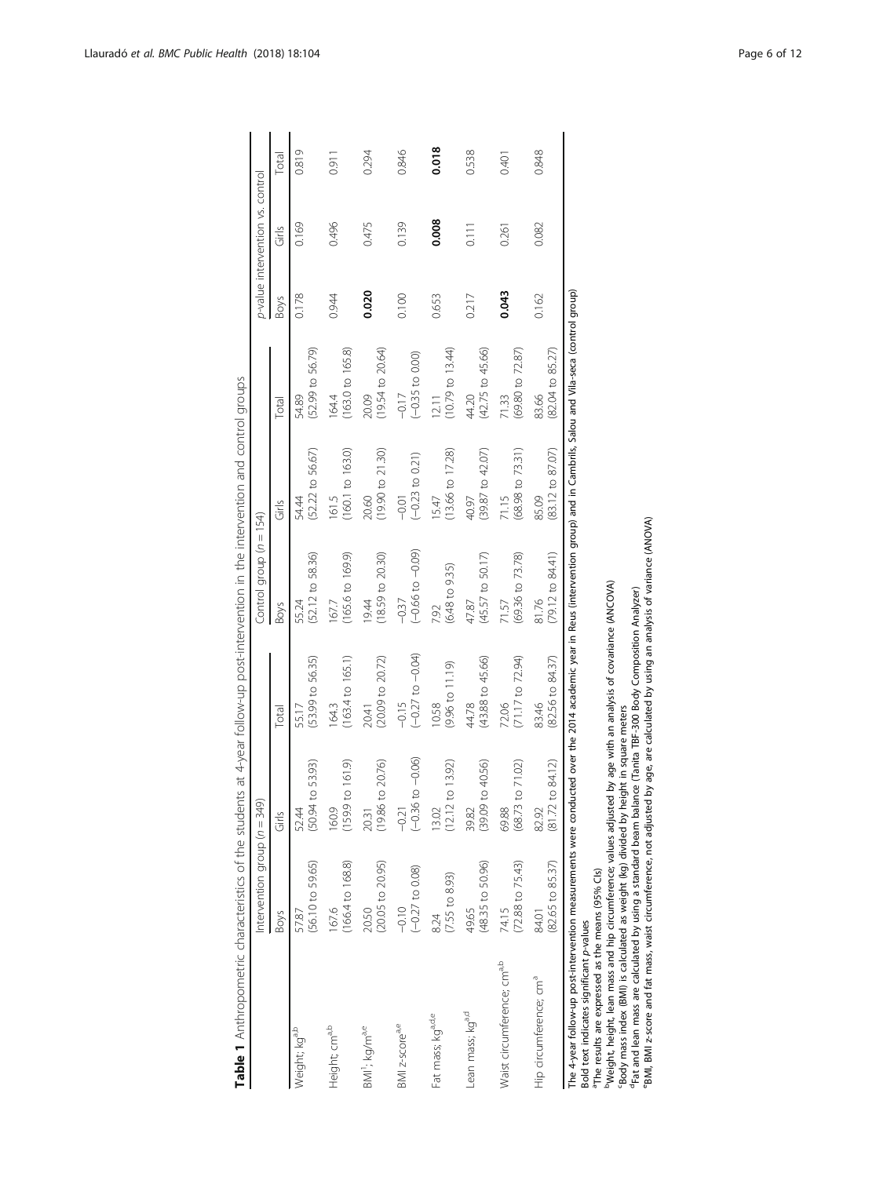**Table 1** Anthropometric characteristics of the students at 4-year follow-up post-intervention in the intervention and control groups

| | Intervention group (n = 349) | | | Control group (n = 154) | | | p-value intervention vs. control | | |
|---|---|---|---|---|---|---|---|---|---|
| | Boys | Girls | Total | Boys | Girls | Total | Boys | Girls | Total |
| Weight; kg[a,b] | 57.87 (56.10 to 59.65) | 52.44 (50.94 to 53.93) | 55.17 (53.99 to 56.35) | 55.24 (52.12 to 58.36) | 54.44 (52.22 to 56.67) | 54.89 (52.99 to 56.79) | 0.178 | 0.169 | 0.819 |
| Height; cm[a,b] | 167.6 (166.4 to 168.8) | 160.9 (159.9 to 161.9) | 164.3 (163.4 to 165.1) | 167.7 (165.6 to 169.9) | 161.5 (160.1 to 163.0) | 164.4 (163.0 to 165.8) | 0.944 | 0.496 | 0.911 |
| BMI[c]; kg/m[2 a,e] | 20.50 (20.05 to 20.95) | 20.31 (19.86 to 20.76) | 20.41 (20.09 to 20.72) | 19.44 (18.59 to 20.30) | 20.60 (19.90 to 21.30) | 20.09 (19.54 to 20.64) | **0.020** | 0.475 | 0.294 |
| BMI z-score[a,e] | −0.10 (−0.27 to 0.08) | −0.21 (−0.36 to −0.06) | −0.15 (−0.27 to −0.04) | −0.37 (−0.66 to −0.09) | −0.01 (−0.23 to 0.21) | −0.17 (−0.35 to 0.00) | 0.100 | 0.139 | 0.846 |
| Fat mass; kg[a,d,e] | 8.24 (7.55 to 8.93) | 13.02 (12.12 to 13.92) | 10.58 (9.96 to 11.19) | 7.92 (6.48 to 9.35) | 15.47 (13.66 to 17.28) | 12.11 (10.79 to 13.44) | 0.653 | **0.008** | **0.018** |
| Lean mass; kg[a,d] | 49.65 (48.35 to 50.96) | 39.82 (39.09 to 40.56) | 44.78 (43.88 to 45.66) | 47.87 (45.57 to 50.17) | 40.97 (39.87 to 42.07) | 44.20 (42.75 to 45.66) | 0.217 | 0.111 | 0.538 |
| Waist circumference; cm[a,b] | 74.15 (72.88 to 75.43) | 69.88 (68.73 to 71.02) | 72.06 (71.17 to 72.94) | 71.57 (69.36 to 73.78) | 71.15 (68.98 to 73.31) | 71.33 (69.80 to 72.87) | **0.043** | 0.261 | 0.401 |
| Hip circumference; cm[a] | 84.01 (82.65 to 85.37) | 82.92 (81.72 to 84.12) | 83.46 (82.56 to 84.37) | 81.76 (79.12 to 84.41) | 85.09 (83.12 to 87.07) | 83.66 (82.04 to 85.27) | 0.162 | 0.082 | 0.848 |

The 4-year follow-up post-intervention measurements were conducted over the 2014 academic year in Reus (intervention group) and in Cambrils, Salou and Vila-seca (control group)
Bold text indicates significant p-values
[a]The results are expressed as the means (95% CIs)
[b]Weight, height, lean mass and hip circumference; values adjusted by age with an analysis of covariance (ANCOVA)
[c]Body mass index (BMI) is calculated as weight (kg) divided by height in square meters
[d]Fat and lean mass are calculated by using a standard beam balance (Tanita TBF-300 Body Composition Analyzer)
[e]BMI, BMI z-score and fat mass, waist circumference, not adjusted by age, are calculated by using an analysis of variance (ANOVA)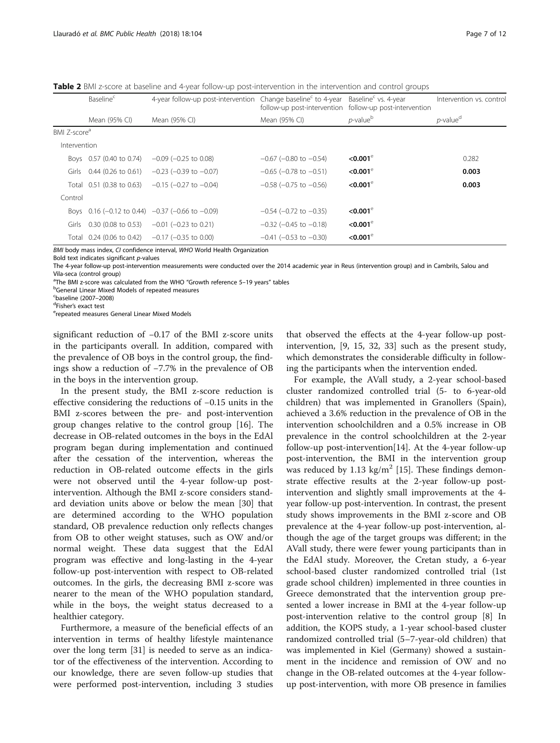**Table 2** BMI z-score at baseline and 4-year follow-up post-intervention in the intervention and control groups

| | Baseline[c] | 4-year follow-up post-intervention | Change baseline[c] to 4-year follow-up post-intervention | Baseline[c] vs. 4-year follow-up post-intervention | Intervention vs. control |
|---|---|---|---|---|---|
| | Mean (95% CI) | Mean (95% CI) | Mean (95% CI) | *p*-value[b] | *p*-value[d] |
| BMI Z-score[a] | | | | | |
| Intervention | | | | | |
| Boys | 0.57 (0.40 to 0.74) | −0.09 (−0.25 to 0.08) | −0.67 (−0.80 to −0.54) | **<0.001**[e] | 0.282 |
| Girls | 0.44 (0.26 to 0.61) | −0.23 (−0.39 to −0.07) | −0.65 (−0.78 to −0.51) | **<0.001**[e] | **0.003** |
| Total | 0.51 (0.38 to 0.63) | −0.15 (−0.27 to −0.04) | −0.58 (−0.75 to −0.56) | **<0.001**[e] | **0.003** |
| Control | | | | | |
| Boys | 0.16 (−0.12 to 0.44) | −0.37 (−0.66 to −0.09) | −0.54 (−0.72 to −0.35) | **<0.001**[e] | |
| Girls | 0.30 (0.08 to 0.53) | −0.01 (−0.23 to 0.21) | −0.32 (−0.45 to −0.18) | **<0.001**[e] | |
| Total | 0.24 (0.06 to 0.42) | −0.17 (−0.35 to 0.00) | −0.41 (−0.53 to −0.30) | **<0.001**[e] | |

*BMI* body mass index, *CI* confidence interval, *WHO* World Health Organization
Bold text indicates significant *p*-values
The 4-year follow-up post-intervention measurements were conducted over the 2014 academic year in Reus (intervention group) and in Cambrils, Salou and Vila-seca (control group)
[a]The BMI z-score was calculated from the WHO "Growth reference 5–19 years" tables
[b]General Linear Mixed Models of repeated measures
[c]baseline (2007–2008)
[d]Fisher's exact test
[e]repeated measures General Linear Mixed Models

significant reduction of −0.17 of the BMI z-score units in the participants overall. In addition, compared with the prevalence of OB boys in the control group, the findings show a reduction of −7.7% in the prevalence of OB in the boys in the intervention group.

In the present study, the BMI z-score reduction is effective considering the reductions of −0.15 units in the BMI z-scores between the pre- and post-intervention group changes relative to the control group [16]. The decrease in OB-related outcomes in the boys in the EdAl program began during implementation and continued after the cessation of the intervention, whereas the reduction in OB-related outcome effects in the girls were not observed until the 4-year follow-up post-intervention. Although the BMI z-score considers standard deviation units above or below the mean [30] that are determined according to the WHO population standard, OB prevalence reduction only reflects changes from OB to other weight statuses, such as OW and/or normal weight. These data suggest that the EdAl program was effective and long-lasting in the 4-year follow-up post-intervention with respect to OB-related outcomes. In the girls, the decreasing BMI z-score was nearer to the mean of the WHO population standard, while in the boys, the weight status decreased to a healthier category.

Furthermore, a measure of the beneficial effects of an intervention in terms of healthy lifestyle maintenance over the long term [31] is needed to serve as an indicator of the effectiveness of the intervention. According to our knowledge, there are seven follow-up studies that were performed post-intervention, including 3 studies that observed the effects at the 4-year follow-up post-intervention, [9, 15, 32, 33] such as the present study, which demonstrates the considerable difficulty in following the participants when the intervention ended.

For example, the AVall study, a 2-year school-based cluster randomized controlled trial (5- to 6-year-old children) that was implemented in Granollers (Spain), achieved a 3.6% reduction in the prevalence of OB in the intervention schoolchildren and a 0.5% increase in OB prevalence in the control schoolchildren at the 2-year follow-up post-intervention[14]. At the 4-year follow-up post-intervention, the BMI in the intervention group was reduced by 1.13 kg/m$^2$ [15]. These findings demonstrate effective results at the 2-year follow-up post-intervention and slightly small improvements at the 4-year follow-up post-intervention. In contrast, the present study shows improvements in the BMI z-score and OB prevalence at the 4-year follow-up post-intervention, although the age of the target groups was different; in the AVall study, there were fewer young participants than in the EdAl study. Moreover, the Cretan study, a 6-year school-based cluster randomized controlled trial (1st grade school children) implemented in three counties in Greece demonstrated that the intervention group presented a lower increase in BMI at the 4-year follow-up post-intervention relative to the control group [8] In addition, the KOPS study, a 1-year school-based cluster randomized controlled trial (5–7-year-old children) that was implemented in Kiel (Germany) showed a sustainment in the incidence and remission of OW and no change in the OB-related outcomes at the 4-year follow-up post-intervention, with more OB presence in families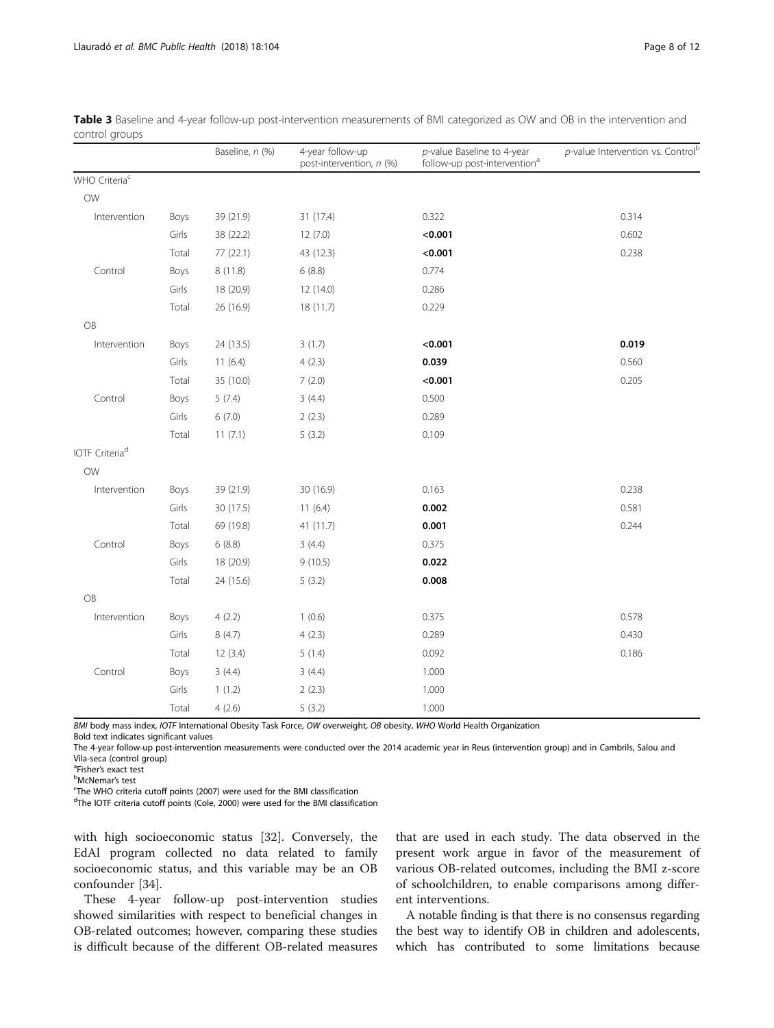**Table 3** Baseline and 4-year follow-up post-intervention measurements of BMI categorized as OW and OB in the intervention and control groups

| | | Baseline, *n* (%) | 4-year follow-up post-intervention, *n* (%) | *p*-value Baseline to 4-year follow-up post-intervention[a] | *p*-value Intervention vs. Control[b] |
|---|---|---|---|---|---|
| WHO Criteria[c] | | | | | |
| OW | | | | | |
| Intervention | Boys | 39 (21.9) | 31 (17.4) | 0.322 | 0.314 |
| | Girls | 38 (22.2) | 12 (7.0) | **<0.001** | 0.602 |
| | Total | 77 (22.1) | 43 (12.3) | **<0.001** | 0.238 |
| Control | Boys | 8 (11.8) | 6 (8.8) | 0.774 | |
| | Girls | 18 (20.9) | 12 (14.0) | 0.286 | |
| | Total | 26 (16.9) | 18 (11.7) | 0.229 | |
| OB | | | | | |
| Intervention | Boys | 24 (13.5) | 3 (1.7) | **<0.001** | **0.019** |
| | Girls | 11 (6.4) | 4 (2.3) | **0.039** | 0.560 |
| | Total | 35 (10.0) | 7 (2.0) | **<0.001** | 0.205 |
| Control | Boys | 5 (7.4) | 3 (4.4) | 0.500 | |
| | Girls | 6 (7.0) | 2 (2.3) | 0.289 | |
| | Total | 11 (7.1) | 5 (3.2) | 0.109 | |
| IOTF Criteria[d] | | | | | |
| OW | | | | | |
| Intervention | Boys | 39 (21.9) | 30 (16.9) | 0.163 | 0.238 |
| | Girls | 30 (17.5) | 11 (6.4) | **0.002** | 0.581 |
| | Total | 69 (19.8) | 41 (11.7) | **0.001** | 0.244 |
| Control | Boys | 6 (8.8) | 3 (4.4) | 0.375 | |
| | Girls | 18 (20.9) | 9 (10.5) | **0.022** | |
| | Total | 24 (15.6) | 5 (3.2) | **0.008** | |
| OB | | | | | |
| Intervention | Boys | 4 (2.2) | 1 (0.6) | 0.375 | 0.578 |
| | Girls | 8 (4.7) | 4 (2.3) | 0.289 | 0.430 |
| | Total | 12 (3.4) | 5 (1.4) | 0.092 | 0.186 |
| Control | Boys | 3 (4.4) | 3 (4.4) | 1.000 | |
| | Girls | 1 (1.2) | 2 (2.3) | 1.000 | |
| | Total | 4 (2.6) | 5 (3.2) | 1.000 | |

*BMI* body mass index, *IOTF* International Obesity Task Force, *OW* overweight, *OB* obesity, *WHO* World Health Organization

Bold text indicates significant values

The 4-year follow-up post-intervention measurements were conducted over the 2014 academic year in Reus (intervention group) and in Cambrils, Salou and Vila-seca (control group)

[a]Fisher's exact test

[b]McNemar's test

[c]The WHO criteria cutoff points (2007) were used for the BMI classification

[d]The IOTF criteria cutoff points (Cole, 2000) were used for the BMI classification

with high socioeconomic status [32]. Conversely, the EdAl program collected no data related to family socioeconomic status, and this variable may be an OB confounder [34].

These 4-year follow-up post-intervention studies showed similarities with respect to beneficial changes in OB-related outcomes; however, comparing these studies is difficult because of the different OB-related measures that are used in each study. The data observed in the present work argue in favor of the measurement of various OB-related outcomes, including the BMI z-score of schoolchildren, to enable comparisons among different interventions.

A notable finding is that there is no consensus regarding the best way to identify OB in children and adolescents, which has contributed to some limitations because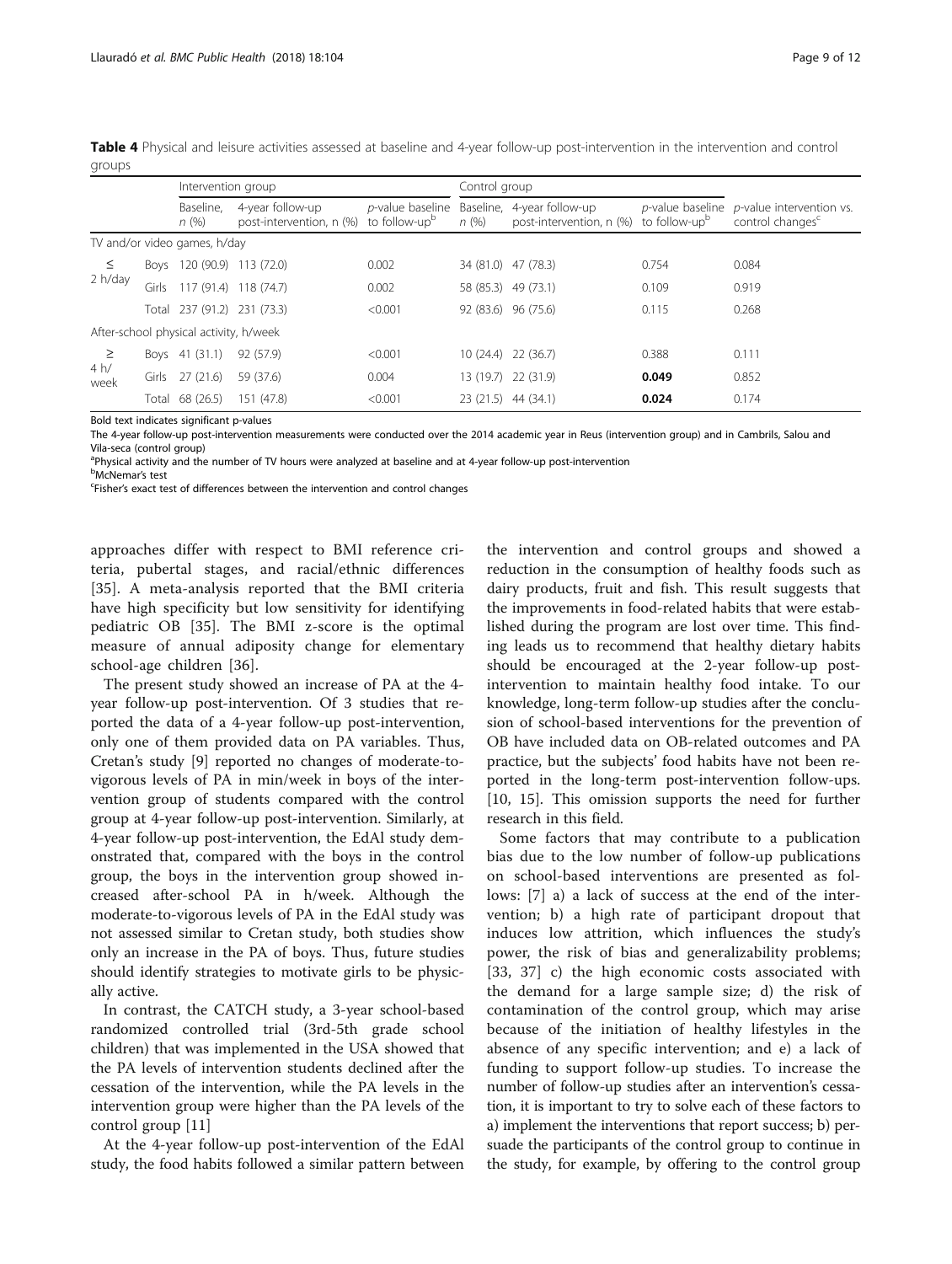**Table 4** Physical and leisure activities assessed at baseline and 4-year follow-up post-intervention in the intervention and control groups

| | | Intervention group | | | Control group | | | |
|---|---|---|---|---|---|---|---|---|
| | | Baseline, *n* (%) | 4-year follow-up post-intervention, n (%) | *p*-value baseline to follow-up[b] | Baseline, *n* (%) | 4-year follow-up post-intervention, n (%) | *p*-value baseline to follow-up[b] | *p*-value intervention vs. control changes[c] |
| TV and/or video games, h/day | | | | | | | | |
| ≤ 2 h/day | Boys | 120 (90.9) | 113 (72.0) | 0.002 | 34 (81.0) | 47 (78.3) | 0.754 | 0.084 |
| | Girls | 117 (91.4) | 118 (74.7) | 0.002 | 58 (85.3) | 49 (73.1) | 0.109 | 0.919 |
| | Total | 237 (91.2) | 231 (73.3) | <0.001 | 92 (83.6) | 96 (75.6) | 0.115 | 0.268 |
| After-school physical activity, h/week | | | | | | | | |
| ≥ 4 h/ week | Boys | 41 (31.1) | 92 (57.9) | <0.001 | 10 (24.4) | 22 (36.7) | 0.388 | 0.111 |
| | Girls | 27 (21.6) | 59 (37.6) | 0.004 | 13 (19.7) | 22 (31.9) | **0.049** | 0.852 |
| | Total | 68 (26.5) | 151 (47.8) | <0.001 | 23 (21.5) | 44 (34.1) | **0.024** | 0.174 |

Bold text indicates significant p-values

The 4-year follow-up post-intervention measurements were conducted over the 2014 academic year in Reus (intervention group) and in Cambrils, Salou and Vila-seca (control group)

[a]Physical activity and the number of TV hours were analyzed at baseline and at 4-year follow-up post-intervention

[b]McNemar's test

[c]Fisher's exact test of differences between the intervention and control changes

approaches differ with respect to BMI reference criteria, pubertal stages, and racial/ethnic differences [35]. A meta-analysis reported that the BMI criteria have high specificity but low sensitivity for identifying pediatric OB [35]. The BMI z-score is the optimal measure of annual adiposity change for elementary school-age children [36].

The present study showed an increase of PA at the 4-year follow-up post-intervention. Of 3 studies that reported the data of a 4-year follow-up post-intervention, only one of them provided data on PA variables. Thus, Cretan's study [9] reported no changes of moderate-to-vigorous levels of PA in min/week in boys of the intervention group of students compared with the control group at 4-year follow-up post-intervention. Similarly, at 4-year follow-up post-intervention, the EdAl study demonstrated that, compared with the boys in the control group, the boys in the intervention group showed increased after-school PA in h/week. Although the moderate-to-vigorous levels of PA in the EdAl study was not assessed similar to Cretan study, both studies show only an increase in the PA of boys. Thus, future studies should identify strategies to motivate girls to be physically active.

In contrast, the CATCH study, a 3-year school-based randomized controlled trial (3rd-5th grade school children) that was implemented in the USA showed that the PA levels of intervention students declined after the cessation of the intervention, while the PA levels in the intervention group were higher than the PA levels of the control group [11]

At the 4-year follow-up post-intervention of the EdAl study, the food habits followed a similar pattern between the intervention and control groups and showed a reduction in the consumption of healthy foods such as dairy products, fruit and fish. This result suggests that the improvements in food-related habits that were established during the program are lost over time. This finding leads us to recommend that healthy dietary habits should be encouraged at the 2-year follow-up post-intervention to maintain healthy food intake. To our knowledge, long-term follow-up studies after the conclusion of school-based interventions for the prevention of OB have included data on OB-related outcomes and PA practice, but the subjects' food habits have not been reported in the long-term post-intervention follow-ups. [10, 15]. This omission supports the need for further research in this field.

Some factors that may contribute to a publication bias due to the low number of follow-up publications on school-based interventions are presented as follows: [7] a) a lack of success at the end of the intervention; b) a high rate of participant dropout that induces low attrition, which influences the study's power, the risk of bias and generalizability problems; [33, 37] c) the high economic costs associated with the demand for a large sample size; d) the risk of contamination of the control group, which may arise because of the initiation of healthy lifestyles in the absence of any specific intervention; and e) a lack of funding to support follow-up studies. To increase the number of follow-up studies after an intervention's cessation, it is important to try to solve each of these factors to a) implement the interventions that report success; b) persuade the participants of the control group to continue in the study, for example, by offering to the control group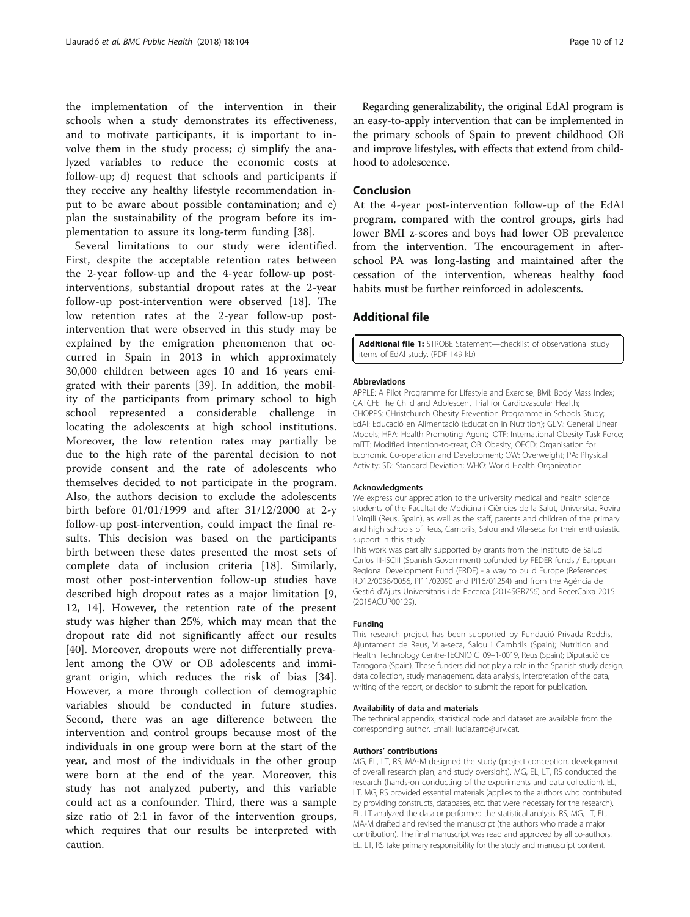the implementation of the intervention in their schools when a study demonstrates its effectiveness, and to motivate participants, it is important to involve them in the study process; c) simplify the analyzed variables to reduce the economic costs at follow-up; d) request that schools and participants if they receive any healthy lifestyle recommendation input to be aware about possible contamination; and e) plan the sustainability of the program before its implementation to assure its long-term funding [38].

Several limitations to our study were identified. First, despite the acceptable retention rates between the 2-year follow-up and the 4-year follow-up post-interventions, substantial dropout rates at the 2-year follow-up post-intervention were observed [18]. The low retention rates at the 2-year follow-up post-intervention that were observed in this study may be explained by the emigration phenomenon that occurred in Spain in 2013 in which approximately 30,000 children between ages 10 and 16 years emigrated with their parents [39]. In addition, the mobility of the participants from primary school to high school represented a considerable challenge in locating the adolescents at high school institutions. Moreover, the low retention rates may partially be due to the high rate of the parental decision to not provide consent and the rate of adolescents who themselves decided to not participate in the program. Also, the authors decision to exclude the adolescents birth before 01/01/1999 and after 31/12/2000 at 2-y follow-up post-intervention, could impact the final results. This decision was based on the participants birth between these dates presented the most sets of complete data of inclusion criteria [18]. Similarly, most other post-intervention follow-up studies have described high dropout rates as a major limitation [9, 12, 14]. However, the retention rate of the present study was higher than 25%, which may mean that the dropout rate did not significantly affect our results [40]. Moreover, dropouts were not differentially prevalent among the OW or OB adolescents and immigrant origin, which reduces the risk of bias [34]. However, a more through collection of demographic variables should be conducted in future studies. Second, there was an age difference between the intervention and control groups because most of the individuals in one group were born at the start of the year, and most of the individuals in the other group were born at the end of the year. Moreover, this study has not analyzed puberty, and this variable could act as a confounder. Third, there was a sample size ratio of 2:1 in favor of the intervention groups, which requires that our results be interpreted with caution.

Regarding generalizability, the original EdAl program is an easy-to-apply intervention that can be implemented in the primary schools of Spain to prevent childhood OB and improve lifestyles, with effects that extend from childhood to adolescence.

## Conclusion

At the 4-year post-intervention follow-up of the EdAl program, compared with the control groups, girls had lower BMI z-scores and boys had lower OB prevalence from the intervention. The encouragement in after-school PA was long-lasting and maintained after the cessation of the intervention, whereas healthy food habits must be further reinforced in adolescents.

## Additional file

**Additional file 1:** STROBE Statement—checklist of observational study items of EdAl study. (PDF 149 kb)

#### Abbreviations

APPLE: A Pilot Programme for Lifestyle and Exercise; BMI: Body Mass Index; CATCH: The Child and Adolescent Trial for Cardiovascular Health; CHOPPS: CHristchurch Obesity Prevention Programme in Schools Study; EdAl: Educació en Alimentació (Education in Nutrition); GLM: General Linear Models; HPA: Health Promoting Agent; IOTF: International Obesity Task Force; mITT: Modified intention-to-treat; OB: Obesity; OECD: Organisation for Economic Co-operation and Development; OW: Overweight; PA: Physical Activity; SD: Standard Deviation; WHO: World Health Organization

#### Acknowledgments

We express our appreciation to the university medical and health science students of the Facultat de Medicina i Ciències de la Salut, Universitat Rovira i Virgili (Reus, Spain), as well as the staff, parents and children of the primary and high schools of Reus, Cambrils, Salou and Vila-seca for their enthusiastic support in this study.

This work was partially supported by grants from the Instituto de Salud Carlos III-ISCIII (Spanish Government) cofunded by FEDER funds / European Regional Development Fund (ERDF) - a way to build Europe (References: RD12/0036/0056, PI11/02090 and PI16/01254) and from the Agència de Gestió d'Ajuts Universitaris i de Recerca (2014SGR756) and RecerCaixa 2015 (2015ACUP00129).

#### Funding

This research project has been supported by Fundació Privada Reddis, Ajuntament de Reus, Vila-seca, Salou i Cambrils (Spain); Nutrition and Health Technology Centre-TECNIO CT09–1-0019, Reus (Spain); Diputació de Tarragona (Spain). These funders did not play a role in the Spanish study design, data collection, study management, data analysis, interpretation of the data, writing of the report, or decision to submit the report for publication.

#### Availability of data and materials

The technical appendix, statistical code and dataset are available from the corresponding author. Email: lucia.tarro@urv.cat.

#### Authors' contributions

MG, EL, LT, RS, MA-M designed the study (project conception, development of overall research plan, and study oversight). MG, EL, LT, RS conducted the research (hands-on conducting of the experiments and data collection). EL, LT, MG, RS provided essential materials (applies to the authors who contributed by providing constructs, databases, etc. that were necessary for the research). EL, LT analyzed the data or performed the statistical analysis. RS, MG, LT, EL, MA-M drafted and revised the manuscript (the authors who made a major contribution). The final manuscript was read and approved by all co-authors. EL, LT, RS take primary responsibility for the study and manuscript content.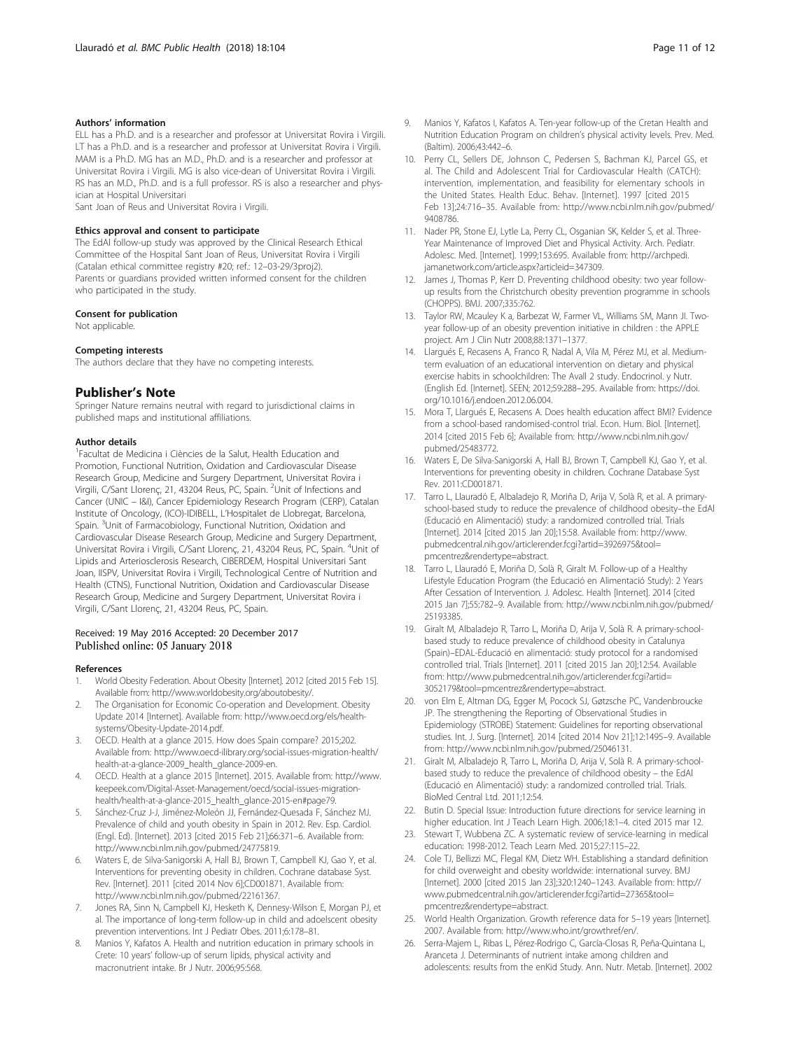#### Authors' information

ELL has a Ph.D. and is a researcher and professor at Universitat Rovira i Virgili. LT has a Ph.D. and is a researcher and professor at Universitat Rovira i Virgili. MAM is a Ph.D. MG has an M.D., Ph.D. and is a researcher and professor at Universitat Rovira i Virgili. MG is also vice-dean at Universitat Rovira i Virgili. RS has an M.D., Ph.D. and is a full professor. RS is also a researcher and physician at Hospital Universitari
Sant Joan of Reus and Universitat Rovira i Virgili.

#### Ethics approval and consent to participate

The EdAl follow-up study was approved by the Clinical Research Ethical Committee of the Hospital Sant Joan of Reus, Universitat Rovira i Virgili (Catalan ethical committee registry #20; ref.: 12–03-29/3proj2).
Parents or guardians provided written informed consent for the children who participated in the study.

#### Consent for publication

Not applicable.

#### Competing interests

The authors declare that they have no competing interests.

## Publisher's Note

Springer Nature remains neutral with regard to jurisdictional claims in published maps and institutional affiliations.

#### Author details

[1]Facultat de Medicina i Ciències de la Salut, Health Education and Promotion, Functional Nutrition, Oxidation and Cardiovascular Disease Research Group, Medicine and Surgery Department, Universitat Rovira i Virgili, C/Sant Llorenç, 21, 43204 Reus, PC, Spain. [2]Unit of Infections and Cancer (UNIC – I&I), Cancer Epidemiology Research Program (CERP), Catalan Institute of Oncology, (ICO)-IDIBELL, L'Hospitalet de Llobregat, Barcelona, Spain. [3]Unit of Farmacobiology, Functional Nutrition, Oxidation and Cardiovascular Disease Research Group, Medicine and Surgery Department, Universitat Rovira i Virgili, C/Sant Llorenç, 21, 43204 Reus, PC, Spain. [4]Unit of Lipids and Arteriosclerosis Research, CIBERDEM, Hospital Universitari Sant Joan, IISPV, Universitat Rovira i Virgili, Technological Centre of Nutrition and Health (CTNS), Functional Nutrition, Oxidation and Cardiovascular Disease Research Group, Medicine and Surgery Department, Universitat Rovira i Virgili, C/Sant Llorenç, 21, 43204 Reus, PC, Spain.

Received: 19 May 2016 Accepted: 20 December 2017
Published online: 05 January 2018

#### References

1. World Obesity Federation. About Obesity [Internet]. 2012 [cited 2015 Feb 15]. Available from: http://www.worldobesity.org/aboutobesity/.
2. The Organisation for Economic Co-operation and Development. Obesity Update 2014 [Internet]. Available from: http://www.oecd.org/els/health-systems/Obesity-Update-2014.pdf.
3. OECD. Health at a glance 2015. How does Spain compare? 2015;202. Available from: http://www.oecd-ilibrary.org/social-issues-migration-health/health-at-a-glance-2009_health_glance-2009-en.
4. OECD. Health at a glance 2015 [Internet]. 2015. Available from: http://www.keepeek.com/Digital-Asset-Management/oecd/social-issues-migration-health/health-at-a-glance-2015_health_glance-2015-en#page79.
5. Sánchez-Cruz J-J, Jiménez-Moleón JJ, Fernández-Quesada F, Sánchez MJ. Prevalence of child and youth obesity in Spain in 2012. Rev. Esp. Cardiol. (Engl. Ed). [Internet]. 2013 [cited 2015 Feb 21];66:371–6. Available from: http://www.ncbi.nlm.nih.gov/pubmed/24775819.
6. Waters E, de Silva-Sanigorski A, Hall BJ, Brown T, Campbell KJ, Gao Y, et al. Interventions for preventing obesity in children. Cochrane database Syst. Rev. [Internet]. 2011 [cited 2014 Nov 6];CD001871. Available from: http://www.ncbi.nlm.nih.gov/pubmed/22161367.
7. Jones RA, Sinn N, Campbell KJ, Hesketh K, Dennesy-Wilson E, Morgan PJ, et al. The importance of long-term follow-up in child and adoelscent obesity prevention interventions. Int J Pediatr Obes. 2011;6:178–81.
8. Manios Y, Kafatos A. Health and nutrition education in primary schools in Crete: 10 years' follow-up of serum lipids, physical activity and macronutrient intake. Br J Nutr. 2006;95:568.
9. Manios Y, Kafatos I, Kafatos A. Ten-year follow-up of the Cretan Health and Nutrition Education Program on children's physical activity levels. Prev. Med. (Baltim). 2006;43:442–6.
10. Perry CL, Sellers DE, Johnson C, Pedersen S, Bachman KJ, Parcel GS, et al. The Child and Adolescent Trial for Cardiovascular Health (CATCH): intervention, implementation, and feasibility for elementary schools in the United States. Health Educ. Behav. [Internet]. 1997 [cited 2015 Feb 13];24:716–35. Available from: http://www.ncbi.nlm.nih.gov/pubmed/9408786.
11. Nader PR, Stone EJ, Lytle La, Perry CL, Osganian SK, Kelder S, et al. Three-Year Maintenance of Improved Diet and Physical Activity. Arch. Pediatr. Adolesc. Med. [Internet]. 1999;153:695. Available from: http://archpedi.jamanetwork.com/article.aspx?articleid=347309.
12. James J, Thomas P, Kerr D. Preventing childhood obesity: two year follow-up results from the Christchurch obesity prevention programme in schools (CHOPPS). BMJ. 2007;335:762.
13. Taylor RW, Mcauley K a, Barbezat W, Farmer VL, Williams SM, Mann JI. Two-year follow-up of an obesity prevention initiative in children : the APPLE project. Am J Clin Nutr 2008;88:1371–1377.
14. Llargués E, Recasens A, Franco R, Nadal A, Vila M, Pérez MJ, et al. Medium-term evaluation of an educational intervention on dietary and physical exercise habits in schoolchildren: The Avall 2 study. Endocrinol. y Nutr. (English Ed. [Internet]. SEEN; 2012;59:288–295. Available from: https://doi.org/10.1016/j.endoen.2012.06.004.
15. Mora T, Llargués E, Recasens A. Does health education affect BMI? Evidence from a school-based randomised-control trial. Econ. Hum. Biol. [Internet]. 2014 [cited 2015 Feb 6]; Available from: http://www.ncbi.nlm.nih.gov/pubmed/25483772.
16. Waters E, De Silva-Sanigorski A, Hall BJ, Brown T, Campbell KJ, Gao Y, et al. Interventions for preventing obesity in children. Cochrane Database Syst Rev. 2011:CD001871.
17. Tarro L, Llauradó E, Albaladejo R, Moriña D, Arija V, Solà R, et al. A primary-school-based study to reduce the prevalence of childhood obesity–the EdAl (Educació en Alimentació) study: a randomized controlled trial. Trials [Internet]. 2014 [cited 2015 Jan 20];15:58. Available from: http://www.pubmedcentral.nih.gov/articlerender.fcgi?artid=3926975&tool=pmcentrez&rendertype=abstract.
18. Tarro L, Llauradó E, Moriña D, Solà R, Giralt M. Follow-up of a Healthy Lifestyle Education Program (the Educació en Alimentació Study): 2 Years After Cessation of Intervention. J. Adolesc. Health [Internet]. 2014 [cited 2015 Jan 7];55:782–9. Available from: http://www.ncbi.nlm.nih.gov/pubmed/25193385.
19. Giralt M, Albaladejo R, Tarro L, Moriña D, Arija V, Solà R. A primary-school-based study to reduce prevalence of childhood obesity in Catalunya (Spain)–EDAL-Educació en alimentació: study protocol for a randomised controlled trial. Trials [Internet]. 2011 [cited 2015 Jan 20];12:54. Available from: http://www.pubmedcentral.nih.gov/articlerender.fcgi?artid=3052179&tool=pmcentrez&rendertype=abstract.
20. von Elm E, Altman DG, Egger M, Pocock SJ, Gøtzsche PC, Vandenbroucke JP. The strengthening the Reporting of Observational Studies in Epidemiology (STROBE) Statement: Guidelines for reporting observational studies. Int. J. Surg. [Internet]. 2014 [cited 2014 Nov 21];12:1495–9. Available from: http://www.ncbi.nlm.nih.gov/pubmed/25046131.
21. Giralt M, Albaladejo R, Tarro L, Moriña D, Arija V, Solà R. A primary-school-based study to reduce the prevalence of childhood obesity – the EdAl (Educació en Alimentació) study: a randomized controlled trial. Trials. BioMed Central Ltd. 2011;12:54.
22. Butin D. Special Issue: Introduction future directions for service learning in higher education. Int J Teach Learn High. 2006;18:1–4. cited 2015 mar 12.
23. Stewart T, Wubbena ZC. A systematic review of service-learning in medical education: 1998-2012. Teach Learn Med. 2015;27:115–22.
24. Cole TJ, Bellizzi MC, Flegal KM, Dietz WH. Establishing a standard definition for child overweight and obesity worldwide: international survey. BMJ [Internet]. 2000 [cited 2015 Jan 23];320:1240–1243. Available from: http://www.pubmedcentral.nih.gov/articlerender.fcgi?artid=27365&tool=pmcentrez&rendertype=abstract.
25. World Health Organization. Growth reference data for 5–19 years [Internet]. 2007. Available from: http://www.who.int/growthref/en/.
26. Serra-Majem L, Ribas L, Pérez-Rodrigo C, García-Closas R, Peña-Quintana L, Aranceta J. Determinants of nutrient intake among children and adolescents: results from the enKid Study. Ann. Nutr. Metab. [Internet]. 2002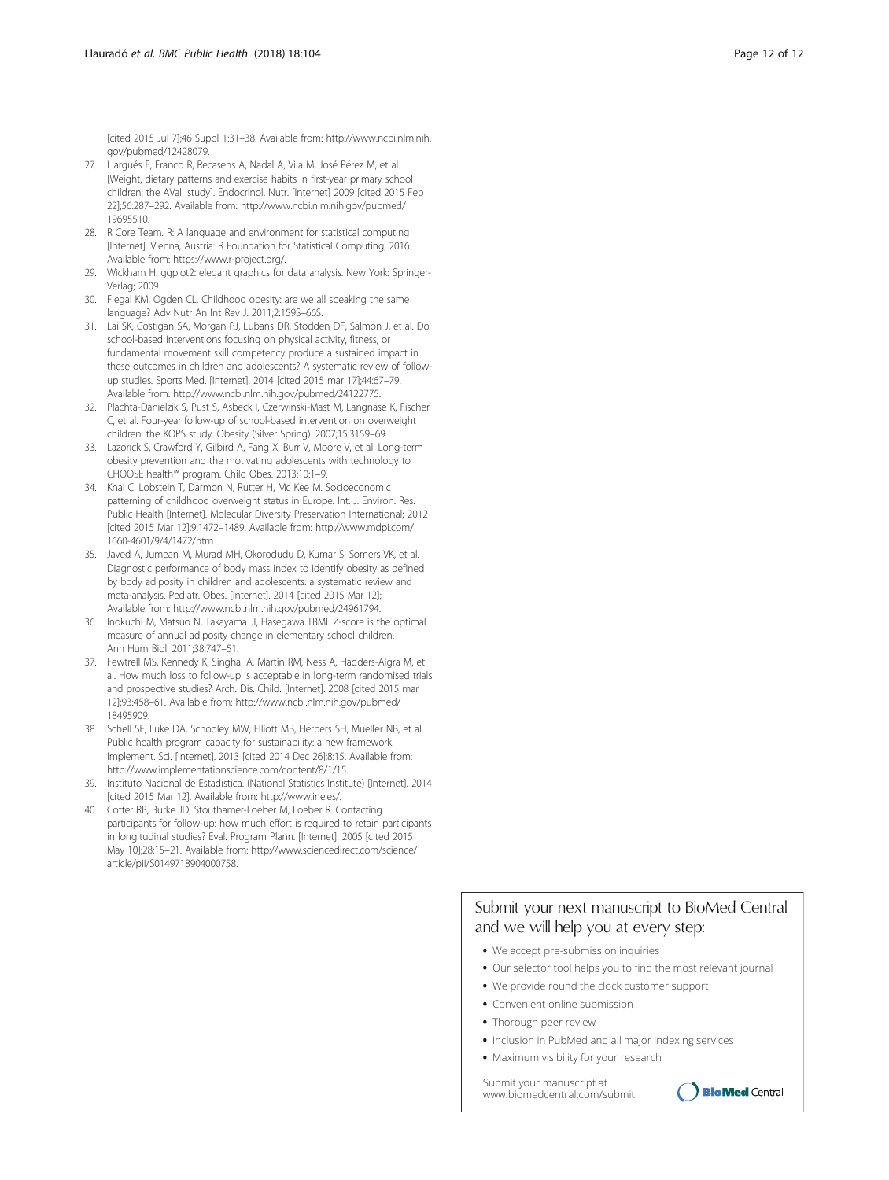[cited 2015 Jul 7];46 Suppl 1:31–38. Available from: http://www.ncbi.nlm.nih.gov/pubmed/12428079.

27. Llargués E, Franco R, Recasens A, Nadal A, Vila M, José Pérez M, et al. [Weight, dietary patterns and exercise habits in first-year primary school children: the AVall study]. Endocrinol. Nutr. [Internet] 2009 [cited 2015 Feb 22];56:287–292. Available from: http://www.ncbi.nlm.nih.gov/pubmed/19695510.
28. R Core Team. R: A language and environment for statistical computing [Internet]. Vienna, Austria: R Foundation for Statistical Computing; 2016. Available from: https://www.r-project.org/.
29. Wickham H. ggplot2: elegant graphics for data analysis. New York: Springer-Verlag; 2009.
30. Flegal KM, Ogden CL. Childhood obesity: are we all speaking the same language? Adv Nutr An Int Rev J. 2011;2:159S–66S.
31. Lai SK, Costigan SA, Morgan PJ, Lubans DR, Stodden DF, Salmon J, et al. Do school-based interventions focusing on physical activity, fitness, or fundamental movement skill competency produce a sustained impact in these outcomes in children and adolescents? A systematic review of follow-up studies. Sports Med. [Internet]. 2014 [cited 2015 mar 17];44:67–79. Available from: http://www.ncbi.nlm.nih.gov/pubmed/24122775.
32. Plachta-Danielzik S, Pust S, Asbeck I, Czerwinski-Mast M, Langnäse K, Fischer C, et al. Four-year follow-up of school-based intervention on overweight children: the KOPS study. Obesity (Silver Spring). 2007;15:3159–69.
33. Lazorick S, Crawford Y, Gilbird A, Fang X, Burr V, Moore V, et al. Long-term obesity prevention and the motivating adolescents with technology to CHOOSE health™ program. Child Obes. 2013;10:1–9.
34. Knai C, Lobstein T, Darmon N, Rutter H, Mc Kee M. Socioeconomic patterning of childhood overweight status in Europe. Int. J. Environ. Res. Public Health [Internet]. Molecular Diversity Preservation International; 2012 [cited 2015 Mar 12];9:1472–1489. Available from: http://www.mdpi.com/1660-4601/9/4/1472/htm.
35. Javed A, Jumean M, Murad MH, Okorodudu D, Kumar S, Somers VK, et al. Diagnostic performance of body mass index to identify obesity as defined by body adiposity in children and adolescents: a systematic review and meta-analysis. Pediatr. Obes. [Internet]. 2014 [cited 2015 Mar 12]; Available from: http://www.ncbi.nlm.nih.gov/pubmed/24961794.
36. Inokuchi M, Matsuo N, Takayama JI, Hasegawa TBMI. Z-score is the optimal measure of annual adiposity change in elementary school children. Ann Hum Biol. 2011;38:747–51.
37. Fewtrell MS, Kennedy K, Singhal A, Martin RM, Ness A, Hadders-Algra M, et al. How much loss to follow-up is acceptable in long-term randomised trials and prospective studies? Arch. Dis. Child. [Internet]. 2008 [cited 2015 mar 12];93:458–61. Available from: http://www.ncbi.nlm.nih.gov/pubmed/18495909.
38. Schell SF, Luke DA, Schooley MW, Elliott MB, Herbers SH, Mueller NB, et al. Public health program capacity for sustainability: a new framework. Implement. Sci. [Internet]. 2013 [cited 2014 Dec 26];8:15. Available from: http://www.implementationscience.com/content/8/1/15.
39. Instituto Nacional de Estadística. (National Statistics Institute) [Internet]. 2014 [cited 2015 Mar 12]. Available from: http://www.ine.es/.
40. Cotter RB, Burke JD, Stouthamer-Loeber M, Loeber R. Contacting participants for follow-up: how much effort is required to retain participants in longitudinal studies? Eval. Program Plann. [Internet]. 2005 [cited 2015 May 10];28:15–21. Available from: http://www.sciencedirect.com/science/article/pii/S0149718904000758.

Submit your next manuscript to BioMed Central and we will help you at every step:

- We accept pre-submission inquiries
- Our selector tool helps you to find the most relevant journal
- We provide round the clock customer support
- Convenient online submission
- Thorough peer review
- Inclusion in PubMed and all major indexing services
- Maximum visibility for your research

Submit your manuscript at www.biomedcentral.com/submit

BioMed Central